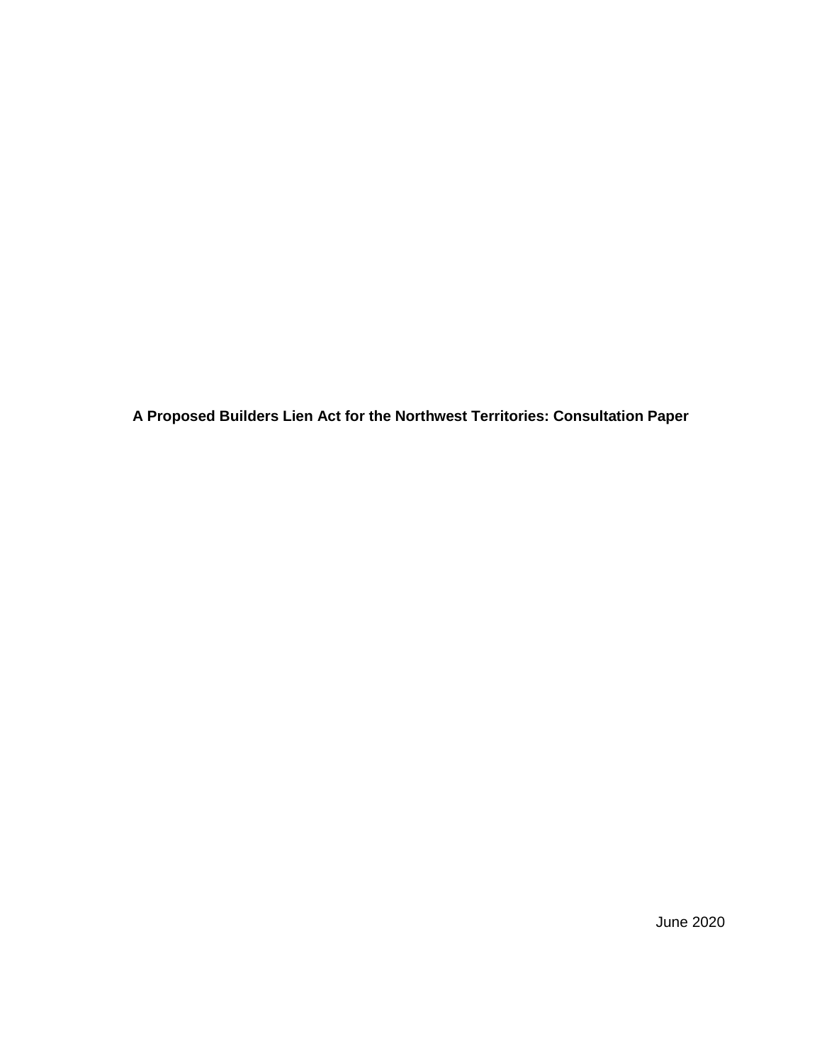**A Proposed Builders Lien Act for the Northwest Territories: Consultation Paper**

June 2020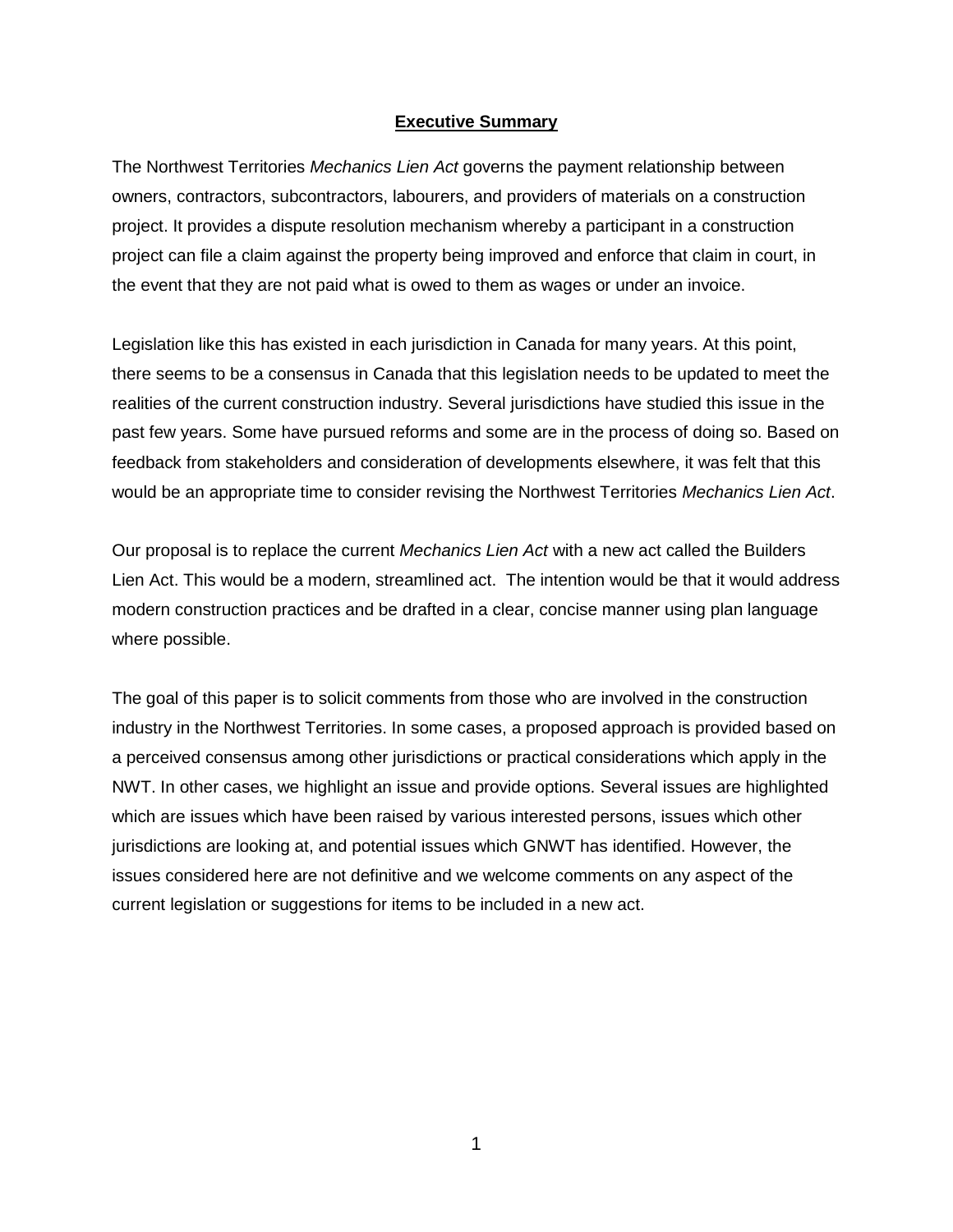## Executive Summary

The Northwest Territories *Mechanics Lien Act* governs the payment relationship between owners, contractors, subcontractors, labourers, and providers of materials on a construction project. It provides a dispute resolution mechanism whereby a participant in a construction project can file a claim against the property being improved and enforce that claim in court, in the event that they are not paid what is owed to them as wages or under an invoice.

Legislation like this has existed in each jurisdiction in Canada for many years. At this point, there seems to be a consensus in Canada that this legislation needs to be updated to meet the realities of the current construction industry. Several jurisdictions have studied this issue in the past few years. Some have pursued reforms and some are in the process of doing so. Based on feedback from stakeholders and consideration of developments elsewhere, it was felt that this would be an appropriate time to consider revising the Northwest Territories *Mechanics Lien Act*.

Our proposal is to replace the current *Mechanics Lien Act* with a new act called the Builders Lien Act. This would be a modern, streamlined act. The intention would be that it would address modern construction practices and be drafted in a clear, concise manner using plan language where possible.

The goal of this paper is to solicit comments from those who are involved in the construction industry in the Northwest Territories. In some cases, a proposed approach is provided based on a perceived consensus among other jurisdictions or practical considerations which apply in the NWT. In other cases, we highlight an issue and provide options. Several issues are highlighted which are issues which have been raised by various interested persons, issues which other jurisdictions are looking at, and potential issues which GNWT has identified. However, the issues considered here are not definitive and we welcome comments on any aspect of the current legislation or suggestions for items to be included in a new act.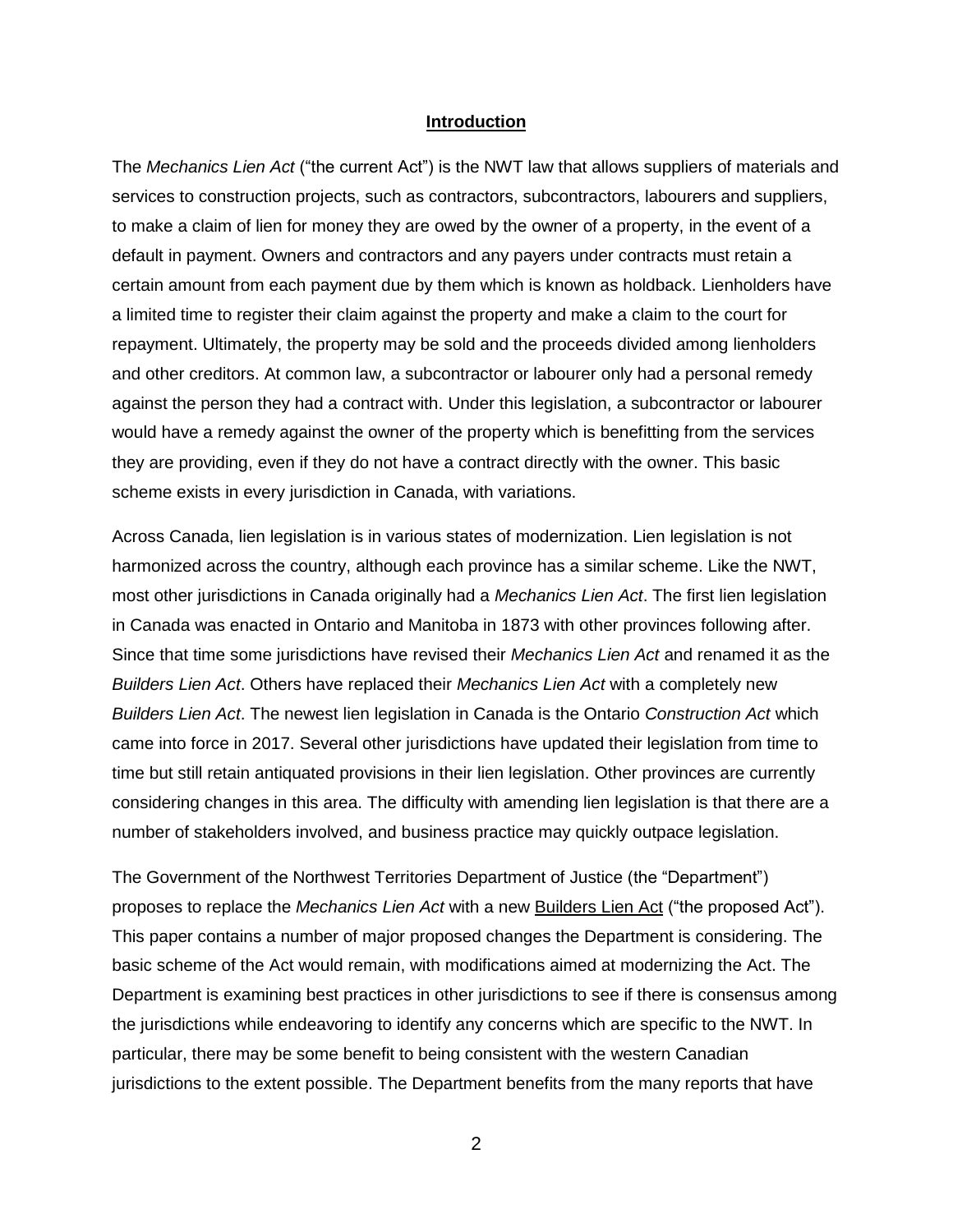## Introduction

The *Mechanics Lien Act* ("the current Act") is the NWT law that allows suppliers of materials and services to construction projects, such as contractors, subcontractors, labourers and suppliers, to make a claim of lien for money they are owed by the owner of a property, in the event of a default in payment. Owners and contractors and any payers under contracts must retain a certain amount from each payment due by them which is known as holdback. Lienholders have a limited time to register their claim against the property and make a claim to the court for repayment. Ultimately, the property may be sold and the proceeds divided among lienholders and other creditors. At common law, a subcontractor or labourer only had a personal remedy against the person they had a contract with. Under this legislation, a subcontractor or labourer would have a remedy against the owner of the property which is benefitting from the services they are providing, even if they do not have a contract directly with the owner. This basic scheme exists in every jurisdiction in Canada, with variations.

Across Canada, lien legislation is in various states of modernization. Lien legislation is not harmonized across the country, although each province has a similar scheme. Like the NWT, most other jurisdictions in Canada originally had a *Mechanics Lien Act*. The first lien legislation in Canada was enacted in Ontario and Manitoba in 1873 with other provinces following after. Since that time some jurisdictions have revised their *Mechanics Lien Act* and renamed it as the *Builders Lien Act*. Others have replaced their *Mechanics Lien Act* with a completely new *Builders Lien Act*. The newest lien legislation in Canada is the Ontario *Construction Act* which came into force in 2017. Several other jurisdictions have updated their legislation from time to time but still retain antiquated provisions in their lien legislation. Other provinces are currently considering changes in this area. The difficulty with amending lien legislation is that there are a number of stakeholders involved, and business practice may quickly outpace legislation.

The Government of the Northwest Territories Department of Justice (the "Department") proposes to replace the *Mechanics Lien Act* with a new Builders Lien Act ("the proposed Act"). This paper contains a number of major proposed changes the Department is considering. The basic scheme of the Act would remain, with modifications aimed at modernizing the Act. The Department is examining best practices in other jurisdictions to see if there is consensus among the jurisdictions while endeavoring to identify any concerns which are specific to the NWT. In particular, there may be some benefit to being consistent with the western Canadian jurisdictions to the extent possible. The Department benefits from the many reports that have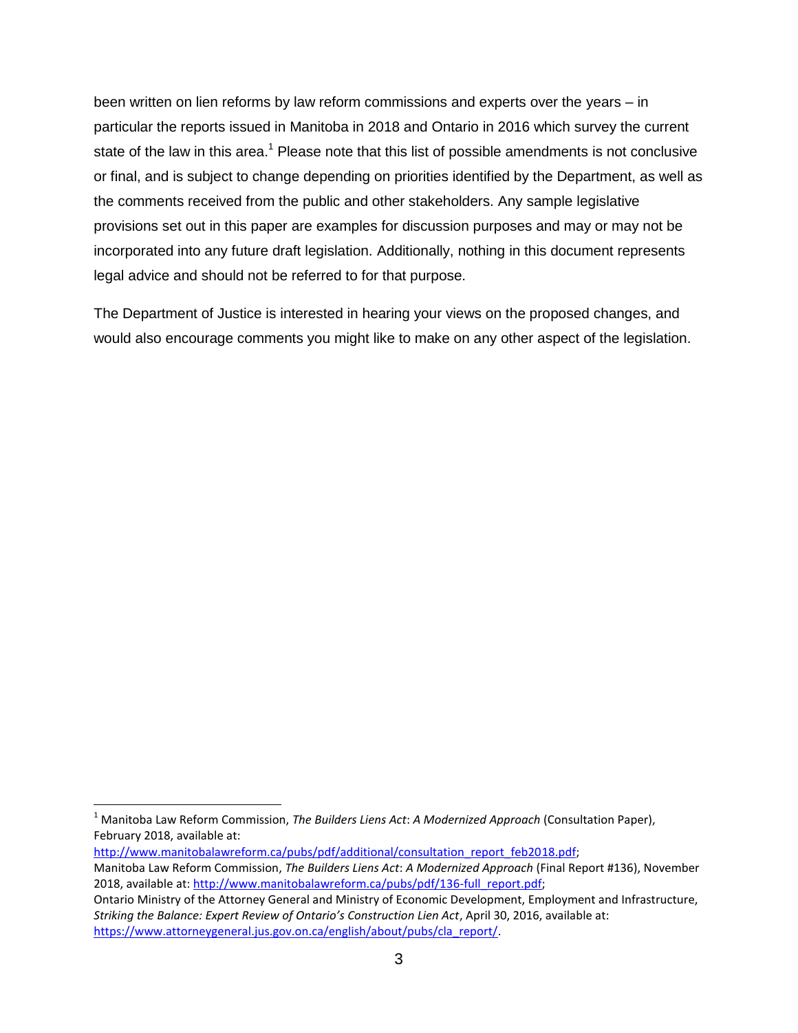been written on lien reforms by law reform commissions and experts over the years – in particular the reports issued in Manitoba in 2018 and Ontario in 2016 which survey the current state of the law in this area.[1] Please note that this list of possible amendments is not conclusive or final, and is subject to change depending on priorities identified by the Department, as well as the comments received from the public and other stakeholders. Any sample legislative provisions set out in this paper are examples for discussion purposes and may or may not be incorporated into any future draft legislation. Additionally, nothing in this document represents legal advice and should not be referred to for that purpose.

The Department of Justice is interested in hearing your views on the proposed changes, and would also encourage comments you might like to make on any other aspect of the legislation.

---

[1] Manitoba Law Reform Commission, *The Builders Liens Act*: *A Modernized Approach* (Consultation Paper), February 2018, available at: http://www.manitobalawreform.ca/pubs/pdf/additional/consultation_report_feb2018.pdf;
Manitoba Law Reform Commission, *The Builders Liens Act*: *A Modernized Approach* (Final Report #136), November 2018, available at: http://www.manitobalawreform.ca/pubs/pdf/136-full_report.pdf;
Ontario Ministry of the Attorney General and Ministry of Economic Development, Employment and Infrastructure, *Striking the Balance: Expert Review of Ontario's Construction Lien Act*, April 30, 2016, available at: https://www.attorneygeneral.jus.gov.on.ca/english/about/pubs/cla_report/.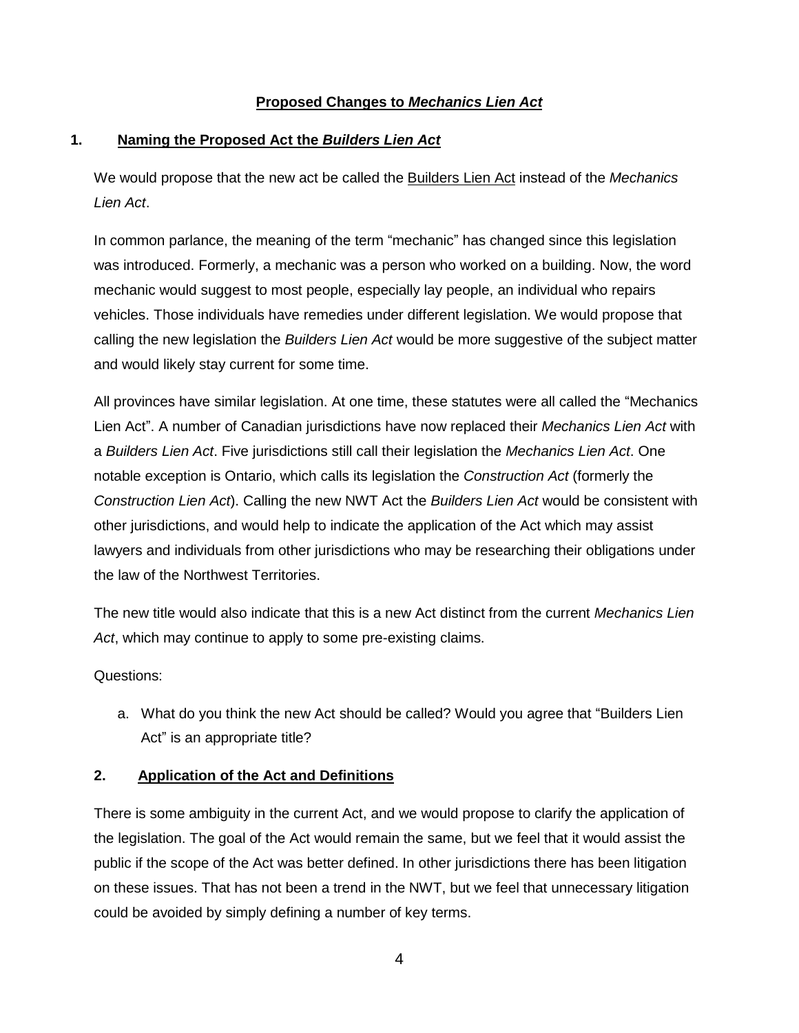## **Proposed Changes to *Mechanics Lien Act***

### **1. Naming the Proposed Act the *Builders Lien Act***

We would propose that the new act be called the Builders Lien Act instead of the *Mechanics Lien Act*.

In common parlance, the meaning of the term "mechanic" has changed since this legislation was introduced. Formerly, a mechanic was a person who worked on a building. Now, the word mechanic would suggest to most people, especially lay people, an individual who repairs vehicles. Those individuals have remedies under different legislation. We would propose that calling the new legislation the *Builders Lien Act* would be more suggestive of the subject matter and would likely stay current for some time.

All provinces have similar legislation. At one time, these statutes were all called the "Mechanics Lien Act". A number of Canadian jurisdictions have now replaced their *Mechanics Lien Act* with a *Builders Lien Act*. Five jurisdictions still call their legislation the *Mechanics Lien Act*. One notable exception is Ontario, which calls its legislation the *Construction Act* (formerly the *Construction Lien Act*). Calling the new NWT Act the *Builders Lien Act* would be consistent with other jurisdictions, and would help to indicate the application of the Act which may assist lawyers and individuals from other jurisdictions who may be researching their obligations under the law of the Northwest Territories.

The new title would also indicate that this is a new Act distinct from the current *Mechanics Lien Act*, which may continue to apply to some pre-existing claims.

Questions:

a. What do you think the new Act should be called? Would you agree that "Builders Lien Act" is an appropriate title?

### **2. Application of the Act and Definitions**

There is some ambiguity in the current Act, and we would propose to clarify the application of the legislation. The goal of the Act would remain the same, but we feel that it would assist the public if the scope of the Act was better defined. In other jurisdictions there has been litigation on these issues. That has not been a trend in the NWT, but we feel that unnecessary litigation could be avoided by simply defining a number of key terms.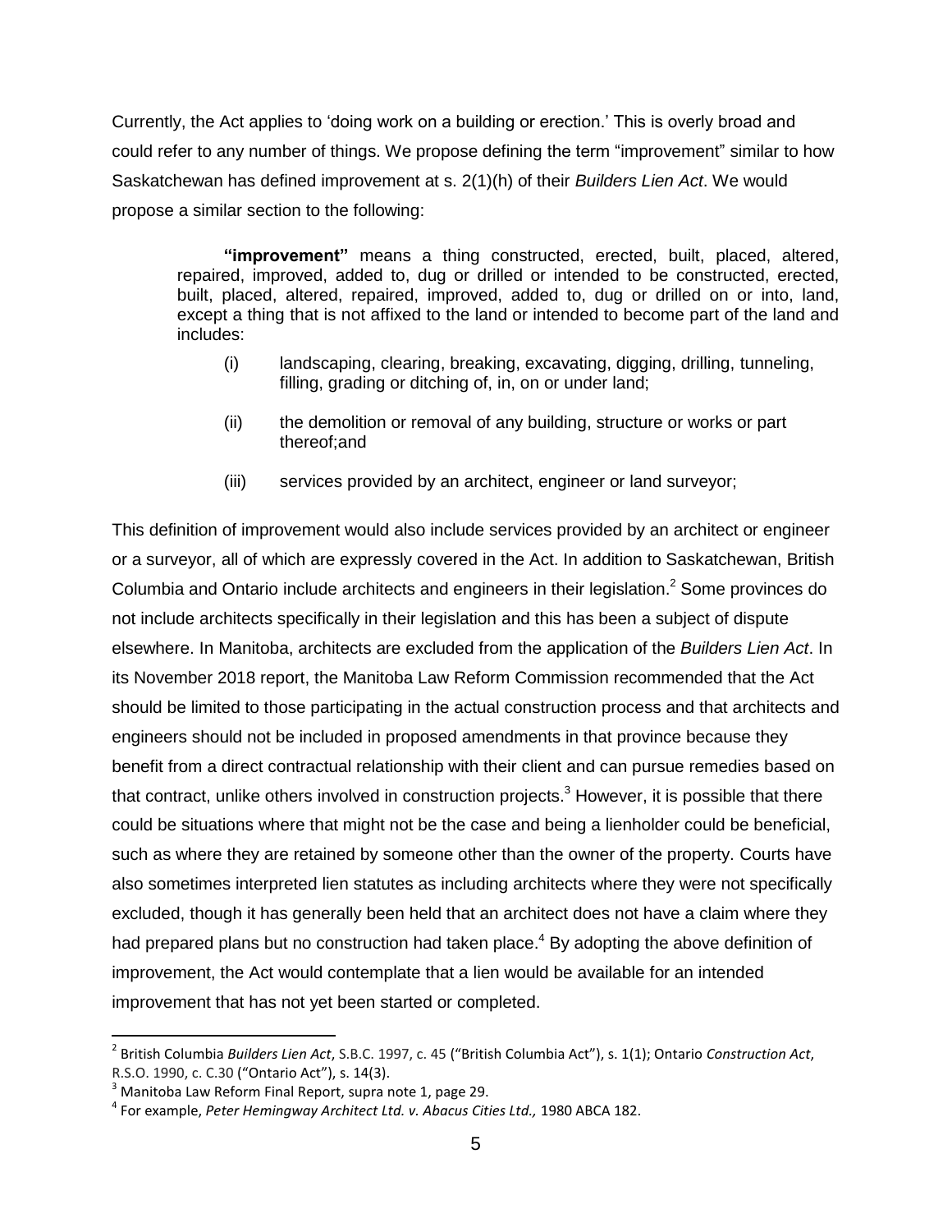Currently, the Act applies to 'doing work on a building or erection.' This is overly broad and could refer to any number of things. We propose defining the term "improvement" similar to how Saskatchewan has defined improvement at s. 2(1)(h) of their *Builders Lien Act*. We would propose a similar section to the following:

> **"improvement"** means a thing constructed, erected, built, placed, altered, repaired, improved, added to, dug or drilled or intended to be constructed, erected, built, placed, altered, repaired, improved, added to, dug or drilled on or into, land, except a thing that is not affixed to the land or intended to become part of the land and includes:
>
> (i) landscaping, clearing, breaking, excavating, digging, drilling, tunneling, filling, grading or ditching of, in, on or under land;
>
> (ii) the demolition or removal of any building, structure or works or part thereof;and
>
> (iii) services provided by an architect, engineer or land surveyor;

This definition of improvement would also include services provided by an architect or engineer or a surveyor, all of which are expressly covered in the Act. In addition to Saskatchewan, British Columbia and Ontario include architects and engineers in their legislation.[2] Some provinces do not include architects specifically in their legislation and this has been a subject of dispute elsewhere. In Manitoba, architects are excluded from the application of the *Builders Lien Act*. In its November 2018 report, the Manitoba Law Reform Commission recommended that the Act should be limited to those participating in the actual construction process and that architects and engineers should not be included in proposed amendments in that province because they benefit from a direct contractual relationship with their client and can pursue remedies based on that contract, unlike others involved in construction projects.[3] However, it is possible that there could be situations where that might not be the case and being a lienholder could be beneficial, such as where they are retained by someone other than the owner of the property. Courts have also sometimes interpreted lien statutes as including architects where they were not specifically excluded, though it has generally been held that an architect does not have a claim where they had prepared plans but no construction had taken place.[4] By adopting the above definition of improvement, the Act would contemplate that a lien would be available for an intended improvement that has not yet been started or completed.

---

[2] British Columbia *Builders Lien Act*, S.B.C. 1997, c. 45 ("British Columbia Act"), s. 1(1); Ontario *Construction Act*, R.S.O. 1990, c. C.30 ("Ontario Act"), s. 14(3).

[3] Manitoba Law Reform Final Report, supra note 1, page 29.

[4] For example, *Peter Hemingway Architect Ltd. v. Abacus Cities Ltd.,* 1980 ABCA 182.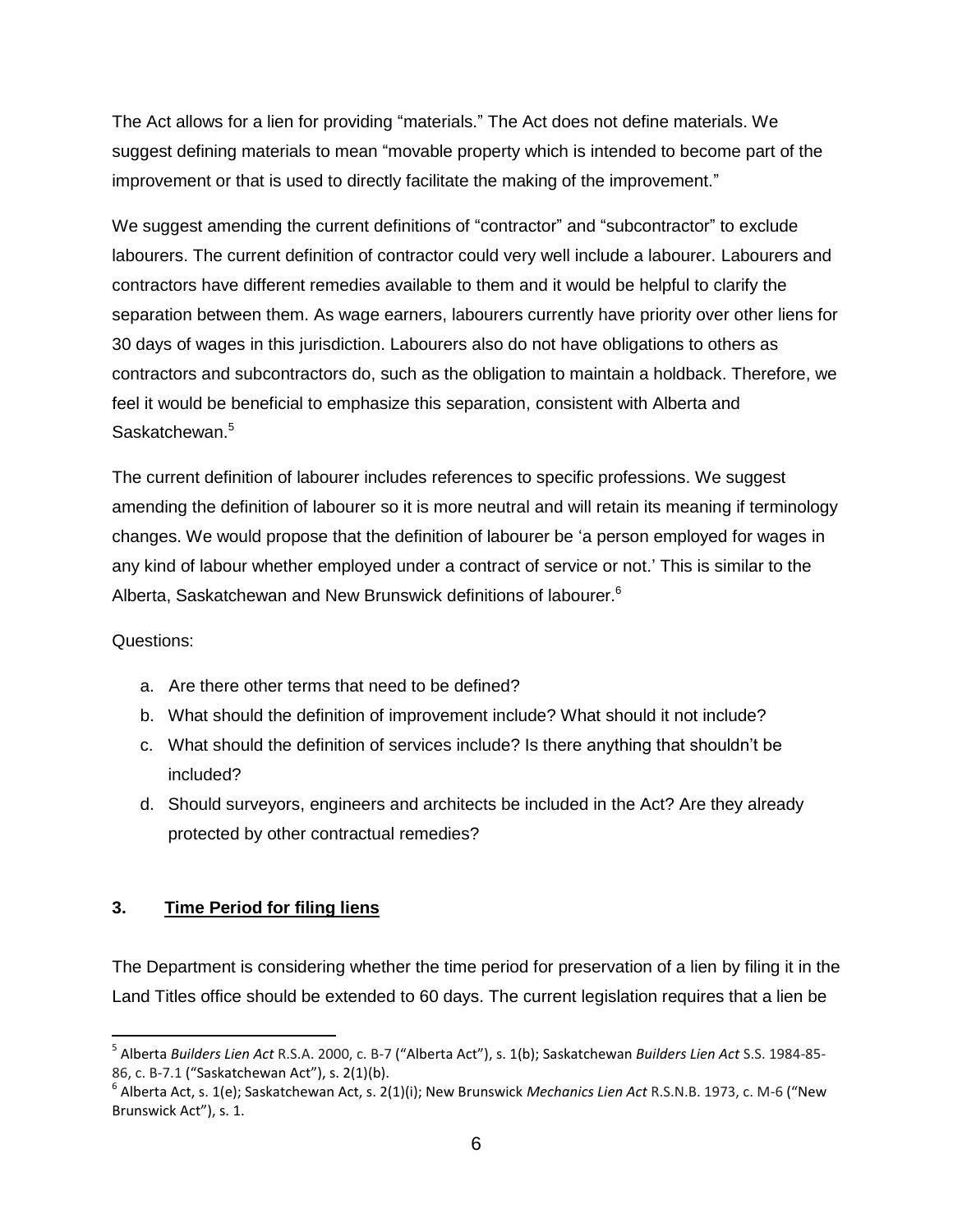The Act allows for a lien for providing "materials." The Act does not define materials. We suggest defining materials to mean "movable property which is intended to become part of the improvement or that is used to directly facilitate the making of the improvement."

We suggest amending the current definitions of "contractor" and "subcontractor" to exclude labourers. The current definition of contractor could very well include a labourer. Labourers and contractors have different remedies available to them and it would be helpful to clarify the separation between them. As wage earners, labourers currently have priority over other liens for 30 days of wages in this jurisdiction. Labourers also do not have obligations to others as contractors and subcontractors do, such as the obligation to maintain a holdback. Therefore, we feel it would be beneficial to emphasize this separation, consistent with Alberta and Saskatchewan.[5]

The current definition of labourer includes references to specific professions. We suggest amending the definition of labourer so it is more neutral and will retain its meaning if terminology changes. We would propose that the definition of labourer be 'a person employed for wages in any kind of labour whether employed under a contract of service or not.' This is similar to the Alberta, Saskatchewan and New Brunswick definitions of labourer.[6]

Questions:

a. Are there other terms that need to be defined?
b. What should the definition of improvement include? What should it not include?
c. What should the definition of services include? Is there anything that shouldn't be included?
d. Should surveyors, engineers and architects be included in the Act? Are they already protected by other contractual remedies?

### 3. Time Period for filing liens

The Department is considering whether the time period for preservation of a lien by filing it in the Land Titles office should be extended to 60 days. The current legislation requires that a lien be

---

[5] Alberta *Builders Lien Act* R.S.A. 2000, c. B-7 ("Alberta Act"), s. 1(b); Saskatchewan *Builders Lien Act* S.S. 1984-85-86, c. B-7.1 ("Saskatchewan Act"), s. 2(1)(b).

[6] Alberta Act, s. 1(e); Saskatchewan Act, s. 2(1)(i); New Brunswick *Mechanics Lien Act* R.S.N.B. 1973, c. M-6 ("New Brunswick Act"), s. 1.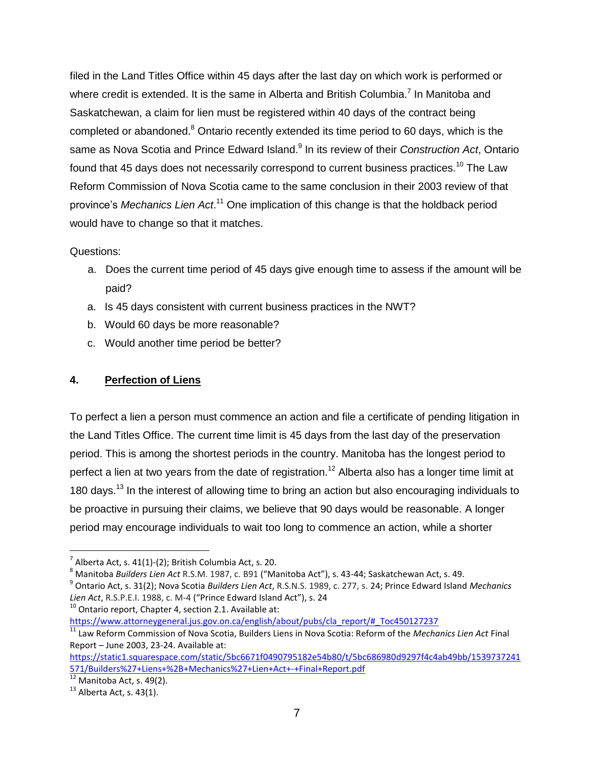filed in the Land Titles Office within 45 days after the last day on which work is performed or where credit is extended. It is the same in Alberta and British Columbia.[7] In Manitoba and Saskatchewan, a claim for lien must be registered within 40 days of the contract being completed or abandoned.[8] Ontario recently extended its time period to 60 days, which is the same as Nova Scotia and Prince Edward Island.[9] In its review of their *Construction Act*, Ontario found that 45 days does not necessarily correspond to current business practices.[10] The Law Reform Commission of Nova Scotia came to the same conclusion in their 2003 review of that province's *Mechanics Lien Act*.[11] One implication of this change is that the holdback period would have to change so that it matches.

Questions:

a. Does the current time period of 45 days give enough time to assess if the amount will be paid?

a. Is 45 days consistent with current business practices in the NWT?

b. Would 60 days be more reasonable?

c. Would another time period be better?

## 4. <u>Perfection of Liens</u>

To perfect a lien a person must commence an action and file a certificate of pending litigation in the Land Titles Office. The current time limit is 45 days from the last day of the preservation period. This is among the shortest periods in the country. Manitoba has the longest period to perfect a lien at two years from the date of registration.[12] Alberta also has a longer time limit at 180 days.[13] In the interest of allowing time to bring an action but also encouraging individuals to be proactive in pursuing their claims, we believe that 90 days would be reasonable. A longer period may encourage individuals to wait too long to commence an action, while a shorter

---

[7] Alberta Act, s. 41(1)-(2); British Columbia Act, s. 20.

[8] Manitoba *Builders Lien Act* R.S.M. 1987, c. B91 ("Manitoba Act"), s. 43-44; Saskatchewan Act, s. 49.

[9] Ontario Act, s. 31(2); Nova Scotia *Builders Lien Act*, R.S.N.S. 1989, c. 277, s. 24; Prince Edward Island *Mechanics Lien Act*, R.S.P.E.I. 1988, c. M-4 ("Prince Edward Island Act"), s. 24

[10] Ontario report, Chapter 4, section 2.1. Available at: https://www.attorneygeneral.jus.gov.on.ca/english/about/pubs/cla_report/#_Toc450127237

[11] Law Reform Commission of Nova Scotia, Builders Liens in Nova Scotia: Reform of the *Mechanics Lien Act* Final Report – June 2003, 23-24. Available at: https://static1.squarespace.com/static/5bc6671f0490795182e54b80/t/5bc686980d9297f4c4ab49bb/1539737241571/Builders%27+Liens+%2B+Mechanics%27+Lien+Act+-+Final+Report.pdf

[12] Manitoba Act, s. 49(2).

[13] Alberta Act, s. 43(1).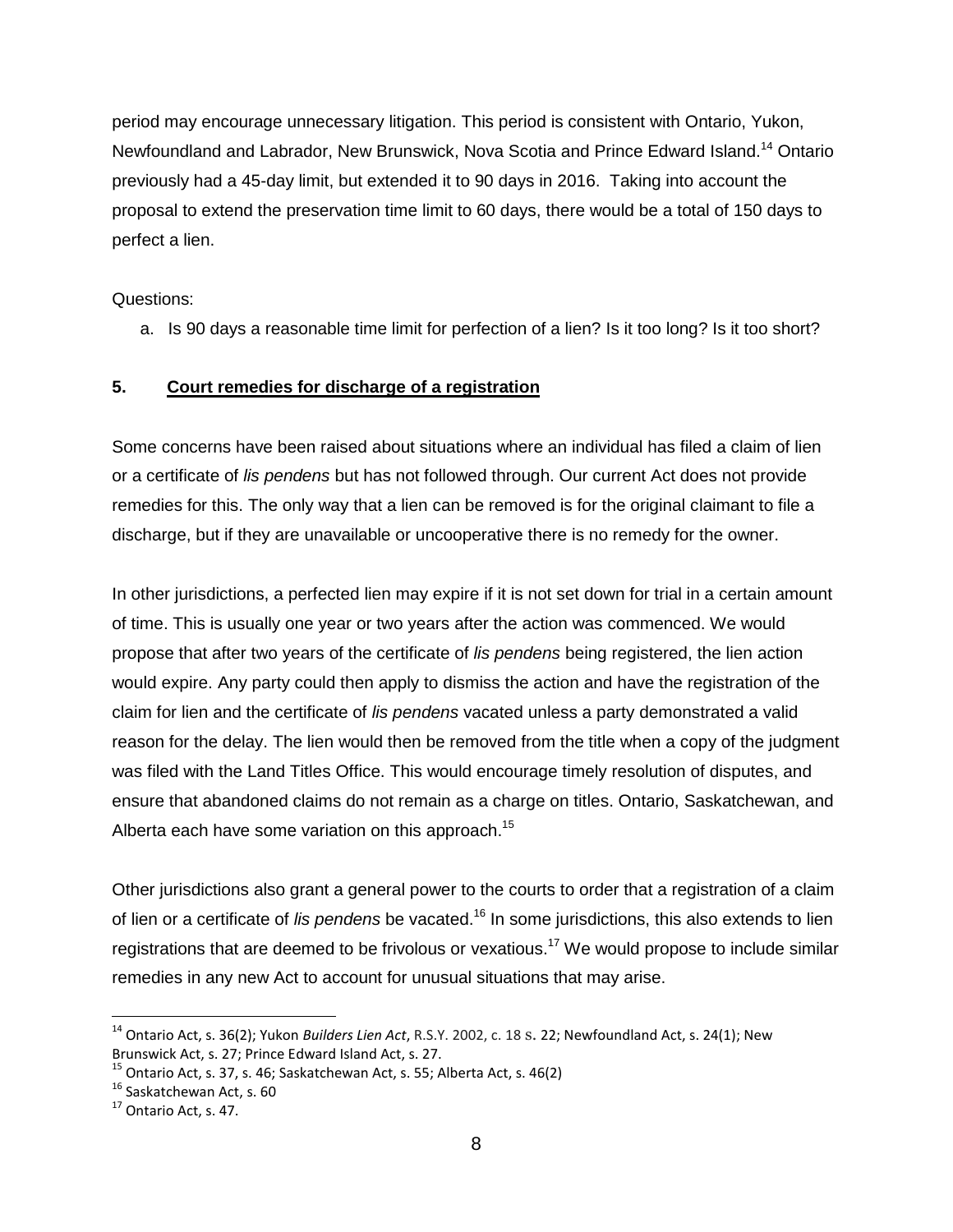period may encourage unnecessary litigation. This period is consistent with Ontario, Yukon, Newfoundland and Labrador, New Brunswick, Nova Scotia and Prince Edward Island.[14] Ontario previously had a 45-day limit, but extended it to 90 days in 2016. Taking into account the proposal to extend the preservation time limit to 60 days, there would be a total of 150 days to perfect a lien.

Questions:

a. Is 90 days a reasonable time limit for perfection of a lien? Is it too long? Is it too short?

## 5. Court remedies for discharge of a registration

Some concerns have been raised about situations where an individual has filed a claim of lien or a certificate of *lis pendens* but has not followed through. Our current Act does not provide remedies for this. The only way that a lien can be removed is for the original claimant to file a discharge, but if they are unavailable or uncooperative there is no remedy for the owner.

In other jurisdictions, a perfected lien may expire if it is not set down for trial in a certain amount of time. This is usually one year or two years after the action was commenced. We would propose that after two years of the certificate of *lis pendens* being registered, the lien action would expire. Any party could then apply to dismiss the action and have the registration of the claim for lien and the certificate of *lis pendens* vacated unless a party demonstrated a valid reason for the delay. The lien would then be removed from the title when a copy of the judgment was filed with the Land Titles Office. This would encourage timely resolution of disputes, and ensure that abandoned claims do not remain as a charge on titles. Ontario, Saskatchewan, and Alberta each have some variation on this approach.[15]

Other jurisdictions also grant a general power to the courts to order that a registration of a claim of lien or a certificate of *lis pendens* be vacated.[16] In some jurisdictions, this also extends to lien registrations that are deemed to be frivolous or vexatious.[17] We would propose to include similar remedies in any new Act to account for unusual situations that may arise.

---

[14] Ontario Act, s. 36(2); Yukon *Builders Lien Act*, R.S.Y. 2002, c. 18 s. 22; Newfoundland Act, s. 24(1); New Brunswick Act, s. 27; Prince Edward Island Act, s. 27.

[15] Ontario Act, s. 37, s. 46; Saskatchewan Act, s. 55; Alberta Act, s. 46(2)

[16] Saskatchewan Act, s. 60

[17] Ontario Act, s. 47.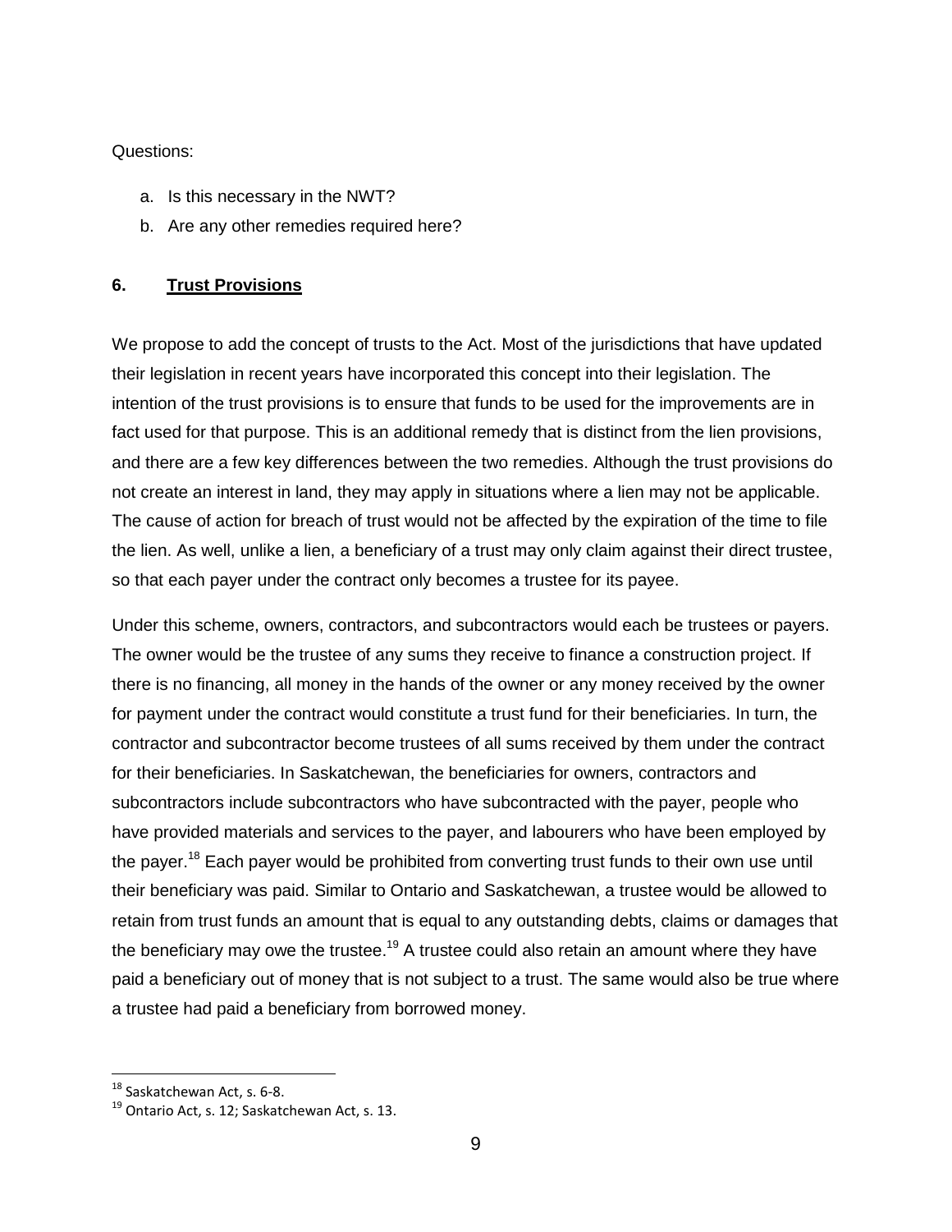Questions:

a. Is this necessary in the NWT?
b. Are any other remedies required here?

## 6. Trust Provisions

We propose to add the concept of trusts to the Act. Most of the jurisdictions that have updated their legislation in recent years have incorporated this concept into their legislation. The intention of the trust provisions is to ensure that funds to be used for the improvements are in fact used for that purpose. This is an additional remedy that is distinct from the lien provisions, and there are a few key differences between the two remedies. Although the trust provisions do not create an interest in land, they may apply in situations where a lien may not be applicable. The cause of action for breach of trust would not be affected by the expiration of the time to file the lien. As well, unlike a lien, a beneficiary of a trust may only claim against their direct trustee, so that each payer under the contract only becomes a trustee for its payee.

Under this scheme, owners, contractors, and subcontractors would each be trustees or payers. The owner would be the trustee of any sums they receive to finance a construction project. If there is no financing, all money in the hands of the owner or any money received by the owner for payment under the contract would constitute a trust fund for their beneficiaries. In turn, the contractor and subcontractor become trustees of all sums received by them under the contract for their beneficiaries. In Saskatchewan, the beneficiaries for owners, contractors and subcontractors include subcontractors who have subcontracted with the payer, people who have provided materials and services to the payer, and labourers who have been employed by the payer.[18] Each payer would be prohibited from converting trust funds to their own use until their beneficiary was paid. Similar to Ontario and Saskatchewan, a trustee would be allowed to retain from trust funds an amount that is equal to any outstanding debts, claims or damages that the beneficiary may owe the trustee.[19] A trustee could also retain an amount where they have paid a beneficiary out of money that is not subject to a trust. The same would also be true where a trustee had paid a beneficiary from borrowed money.

---

[18] Saskatchewan Act, s. 6-8.

[19] Ontario Act, s. 12; Saskatchewan Act, s. 13.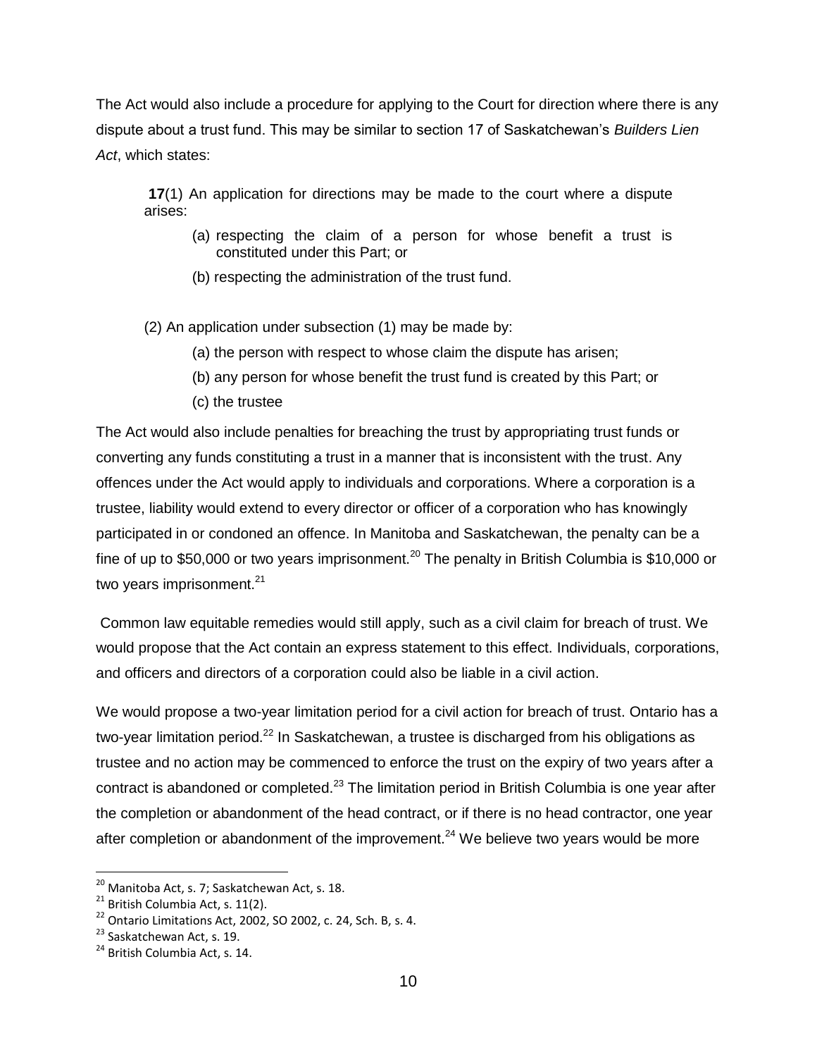The Act would also include a procedure for applying to the Court for direction where there is any dispute about a trust fund. This may be similar to section 17 of Saskatchewan's *Builders Lien Act*, which states:

> **17**(1) An application for directions may be made to the court where a dispute arises:
>
> (a) respecting the claim of a person for whose benefit a trust is constituted under this Part; or
>
> (b) respecting the administration of the trust fund.
>
> (2) An application under subsection (1) may be made by:
>
> (a) the person with respect to whose claim the dispute has arisen;
>
> (b) any person for whose benefit the trust fund is created by this Part; or
>
> (c) the trustee

The Act would also include penalties for breaching the trust by appropriating trust funds or converting any funds constituting a trust in a manner that is inconsistent with the trust. Any offences under the Act would apply to individuals and corporations. Where a corporation is a trustee, liability would extend to every director or officer of a corporation who has knowingly participated in or condoned an offence. In Manitoba and Saskatchewan, the penalty can be a fine of up to $50,000 or two years imprisonment.[20] The penalty in British Columbia is $10,000 or two years imprisonment.[21]

Common law equitable remedies would still apply, such as a civil claim for breach of trust. We would propose that the Act contain an express statement to this effect. Individuals, corporations, and officers and directors of a corporation could also be liable in a civil action.

We would propose a two-year limitation period for a civil action for breach of trust. Ontario has a two-year limitation period.[22] In Saskatchewan, a trustee is discharged from his obligations as trustee and no action may be commenced to enforce the trust on the expiry of two years after a contract is abandoned or completed.[23] The limitation period in British Columbia is one year after the completion or abandonment of the head contract, or if there is no head contractor, one year after completion or abandonment of the improvement.[24] We believe two years would be more

---

[20] Manitoba Act, s. 7; Saskatchewan Act, s. 18.

[21] British Columbia Act, s. 11(2).

[22] Ontario Limitations Act, 2002, SO 2002, c. 24, Sch. B, s. 4.

[23] Saskatchewan Act, s. 19.

[24] British Columbia Act, s. 14.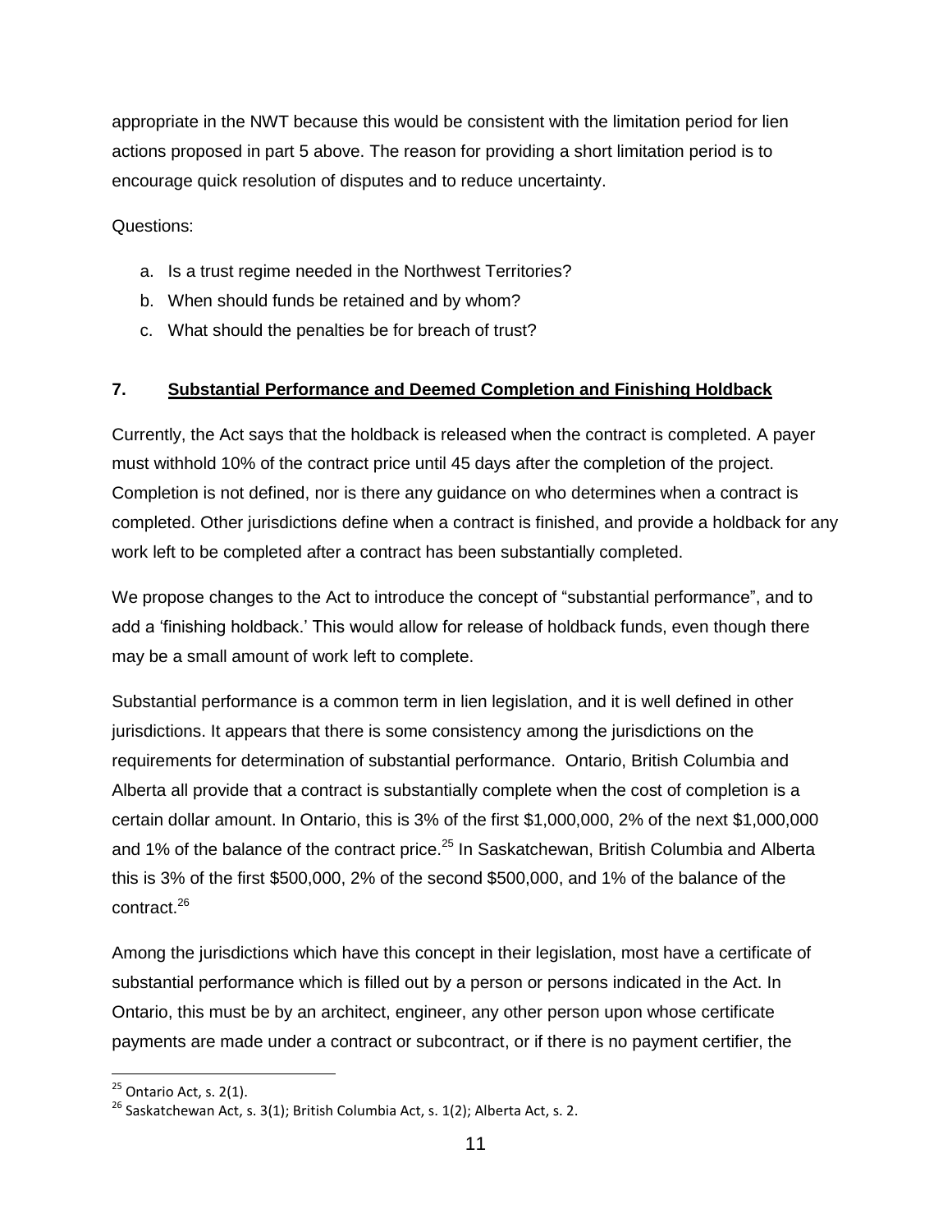appropriate in the NWT because this would be consistent with the limitation period for lien actions proposed in part 5 above. The reason for providing a short limitation period is to encourage quick resolution of disputes and to reduce uncertainty.

Questions:

a. Is a trust regime needed in the Northwest Territories?
b. When should funds be retained and by whom?
c. What should the penalties be for breach of trust?

## 7. Substantial Performance and Deemed Completion and Finishing Holdback

Currently, the Act says that the holdback is released when the contract is completed. A payer must withhold 10% of the contract price until 45 days after the completion of the project. Completion is not defined, nor is there any guidance on who determines when a contract is completed. Other jurisdictions define when a contract is finished, and provide a holdback for any work left to be completed after a contract has been substantially completed.

We propose changes to the Act to introduce the concept of "substantial performance", and to add a 'finishing holdback.' This would allow for release of holdback funds, even though there may be a small amount of work left to complete.

Substantial performance is a common term in lien legislation, and it is well defined in other jurisdictions. It appears that there is some consistency among the jurisdictions on the requirements for determination of substantial performance. Ontario, British Columbia and Alberta all provide that a contract is substantially complete when the cost of completion is a certain dollar amount. In Ontario, this is 3% of the first $1,000,000, 2% of the next $1,000,000 and 1% of the balance of the contract price.[25] In Saskatchewan, British Columbia and Alberta this is 3% of the first $500,000, 2% of the second $500,000, and 1% of the balance of the contract.[26]

Among the jurisdictions which have this concept in their legislation, most have a certificate of substantial performance which is filled out by a person or persons indicated in the Act. In Ontario, this must be by an architect, engineer, any other person upon whose certificate payments are made under a contract or subcontract, or if there is no payment certifier, the

[25] Ontario Act, s. 2(1).

[26] Saskatchewan Act, s. 3(1); British Columbia Act, s. 1(2); Alberta Act, s. 2.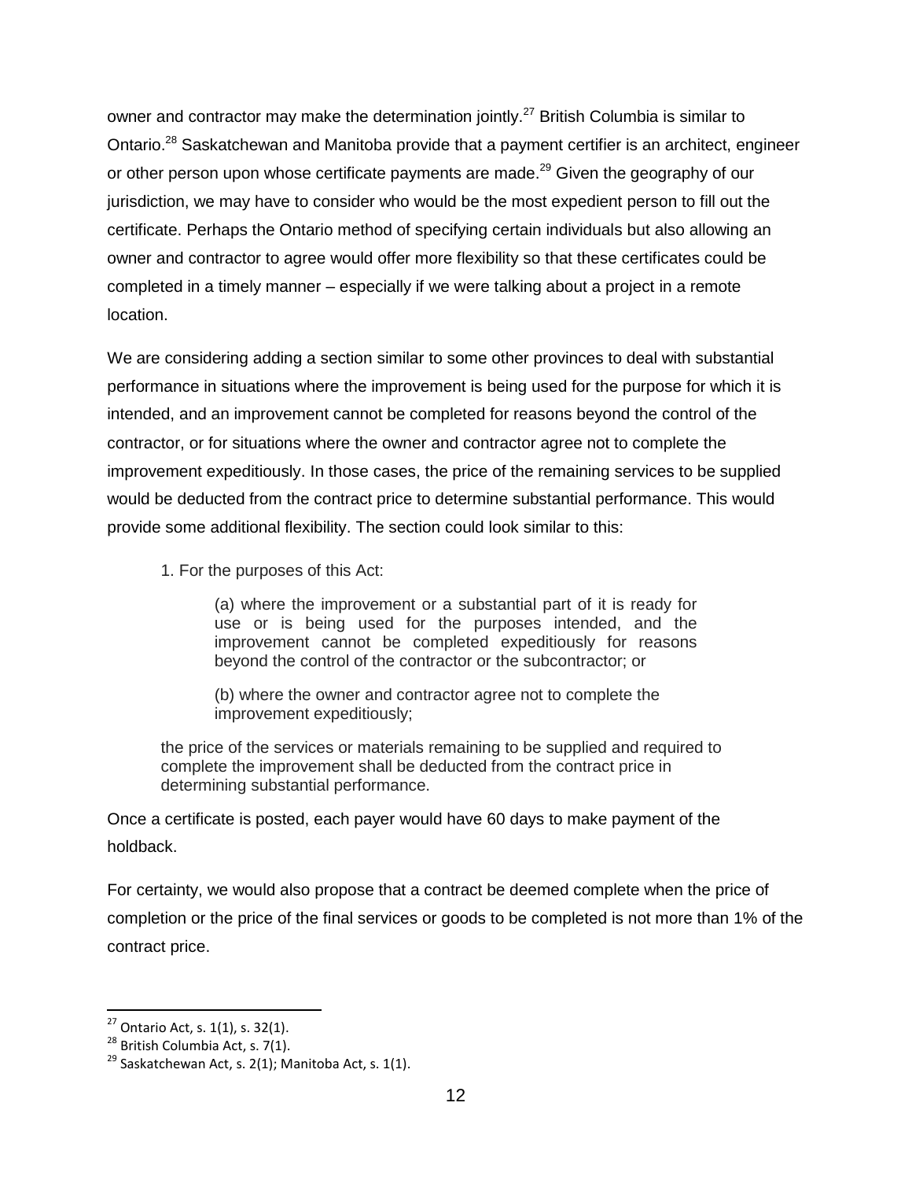owner and contractor may make the determination jointly.[27] British Columbia is similar to Ontario.[28] Saskatchewan and Manitoba provide that a payment certifier is an architect, engineer or other person upon whose certificate payments are made.[29] Given the geography of our jurisdiction, we may have to consider who would be the most expedient person to fill out the certificate. Perhaps the Ontario method of specifying certain individuals but also allowing an owner and contractor to agree would offer more flexibility so that these certificates could be completed in a timely manner – especially if we were talking about a project in a remote location.

We are considering adding a section similar to some other provinces to deal with substantial performance in situations where the improvement is being used for the purpose for which it is intended, and an improvement cannot be completed for reasons beyond the control of the contractor, or for situations where the owner and contractor agree not to complete the improvement expeditiously. In those cases, the price of the remaining services to be supplied would be deducted from the contract price to determine substantial performance. This would provide some additional flexibility. The section could look similar to this:

> 1. For the purposes of this Act:
>
> > (a) where the improvement or a substantial part of it is ready for use or is being used for the purposes intended, and the improvement cannot be completed expeditiously for reasons beyond the control of the contractor or the subcontractor; or
> >
> > (b) where the owner and contractor agree not to complete the improvement expeditiously;
>
> the price of the services or materials remaining to be supplied and required to complete the improvement shall be deducted from the contract price in determining substantial performance.

Once a certificate is posted, each payer would have 60 days to make payment of the holdback.

For certainty, we would also propose that a contract be deemed complete when the price of completion or the price of the final services or goods to be completed is not more than 1% of the contract price.

---

[27] Ontario Act, s. 1(1), s. 32(1).

[28] British Columbia Act, s. 7(1).

[29] Saskatchewan Act, s. 2(1); Manitoba Act, s. 1(1).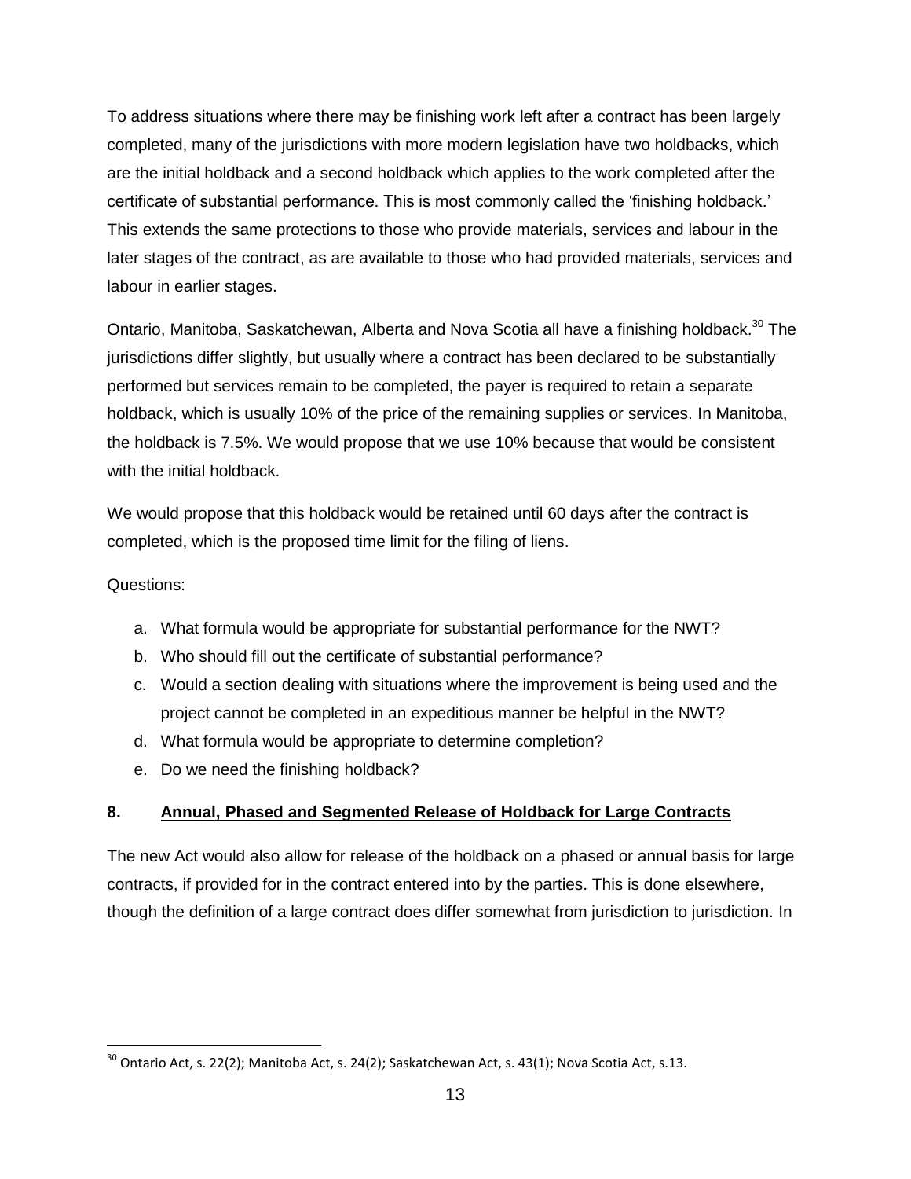To address situations where there may be finishing work left after a contract has been largely completed, many of the jurisdictions with more modern legislation have two holdbacks, which are the initial holdback and a second holdback which applies to the work completed after the certificate of substantial performance. This is most commonly called the 'finishing holdback.' This extends the same protections to those who provide materials, services and labour in the later stages of the contract, as are available to those who had provided materials, services and labour in earlier stages.

Ontario, Manitoba, Saskatchewan, Alberta and Nova Scotia all have a finishing holdback.[30] The jurisdictions differ slightly, but usually where a contract has been declared to be substantially performed but services remain to be completed, the payer is required to retain a separate holdback, which is usually 10% of the price of the remaining supplies or services. In Manitoba, the holdback is 7.5%. We would propose that we use 10% because that would be consistent with the initial holdback.

We would propose that this holdback would be retained until 60 days after the contract is completed, which is the proposed time limit for the filing of liens.

Questions:

a. What formula would be appropriate for substantial performance for the NWT?
b. Who should fill out the certificate of substantial performance?
c. Would a section dealing with situations where the improvement is being used and the project cannot be completed in an expeditious manner be helpful in the NWT?
d. What formula would be appropriate to determine completion?
e. Do we need the finishing holdback?

## 8. Annual, Phased and Segmented Release of Holdback for Large Contracts

The new Act would also allow for release of the holdback on a phased or annual basis for large contracts, if provided for in the contract entered into by the parties. This is done elsewhere, though the definition of a large contract does differ somewhat from jurisdiction to jurisdiction. In

---

[30] Ontario Act, s. 22(2); Manitoba Act, s. 24(2); Saskatchewan Act, s. 43(1); Nova Scotia Act, s.13.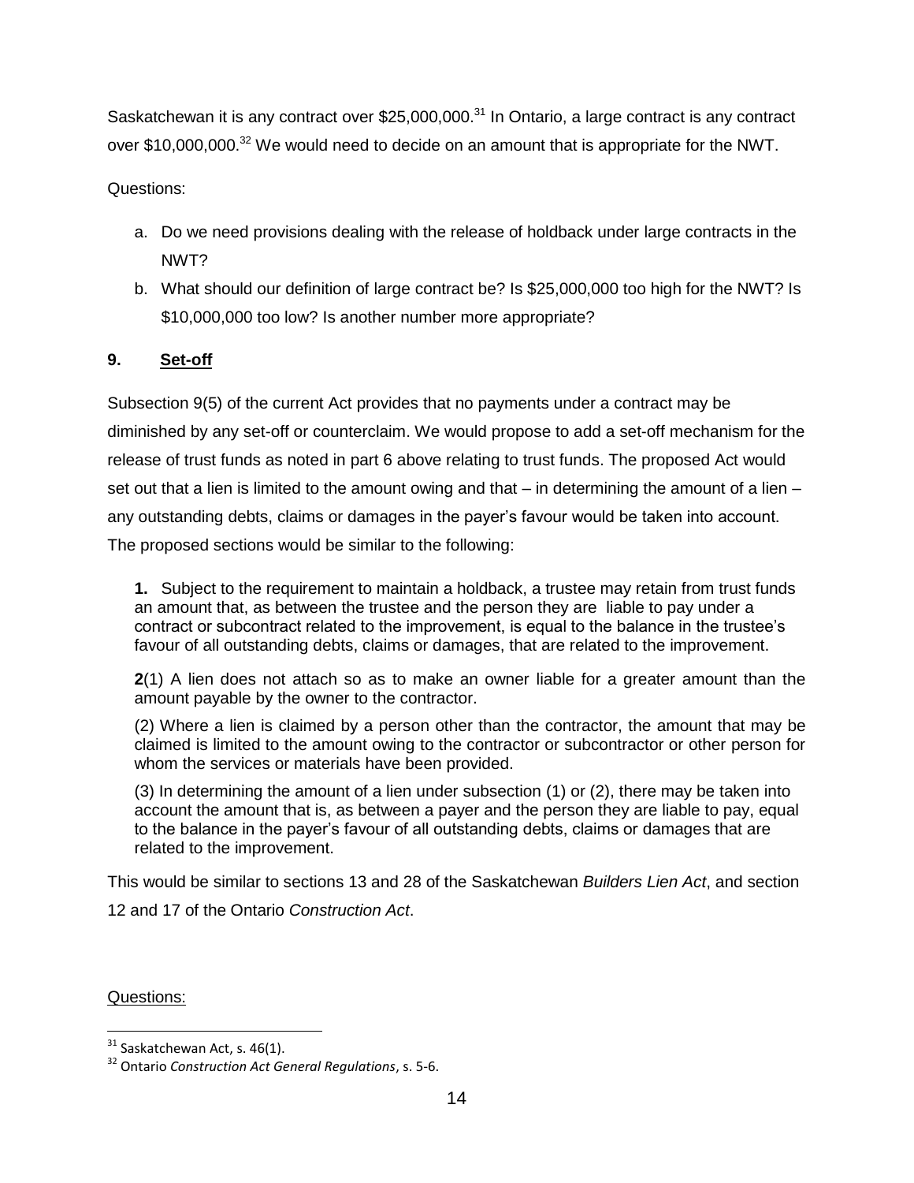Saskatchewan it is any contract over $25,000,000.[31] In Ontario, a large contract is any contract over $10,000,000.[32] We would need to decide on an amount that is appropriate for the NWT.

Questions:

a. Do we need provisions dealing with the release of holdback under large contracts in the NWT?
b. What should our definition of large contract be? Is $25,000,000 too high for the NWT? Is $10,000,000 too low? Is another number more appropriate?

## 9. Set-off

Subsection 9(5) of the current Act provides that no payments under a contract may be diminished by any set-off or counterclaim. We would propose to add a set-off mechanism for the release of trust funds as noted in part 6 above relating to trust funds. The proposed Act would set out that a lien is limited to the amount owing and that – in determining the amount of a lien – any outstanding debts, claims or damages in the payer's favour would be taken into account. The proposed sections would be similar to the following:

> **1.** Subject to the requirement to maintain a holdback, a trustee may retain from trust funds an amount that, as between the trustee and the person they are liable to pay under a contract or subcontract related to the improvement, is equal to the balance in the trustee's favour of all outstanding debts, claims or damages, that are related to the improvement.
>
> **2**(1) A lien does not attach so as to make an owner liable for a greater amount than the amount payable by the owner to the contractor.
>
> (2) Where a lien is claimed by a person other than the contractor, the amount that may be claimed is limited to the amount owing to the contractor or subcontractor or other person for whom the services or materials have been provided.
>
> (3) In determining the amount of a lien under subsection (1) or (2), there may be taken into account the amount that is, as between a payer and the person they are liable to pay, equal to the balance in the payer's favour of all outstanding debts, claims or damages that are related to the improvement.

This would be similar to sections 13 and 28 of the Saskatchewan *Builders Lien Act*, and section 12 and 17 of the Ontario *Construction Act*.

Questions:

[31] Saskatchewan Act, s. 46(1).

[32] Ontario *Construction Act General Regulations*, s. 5-6.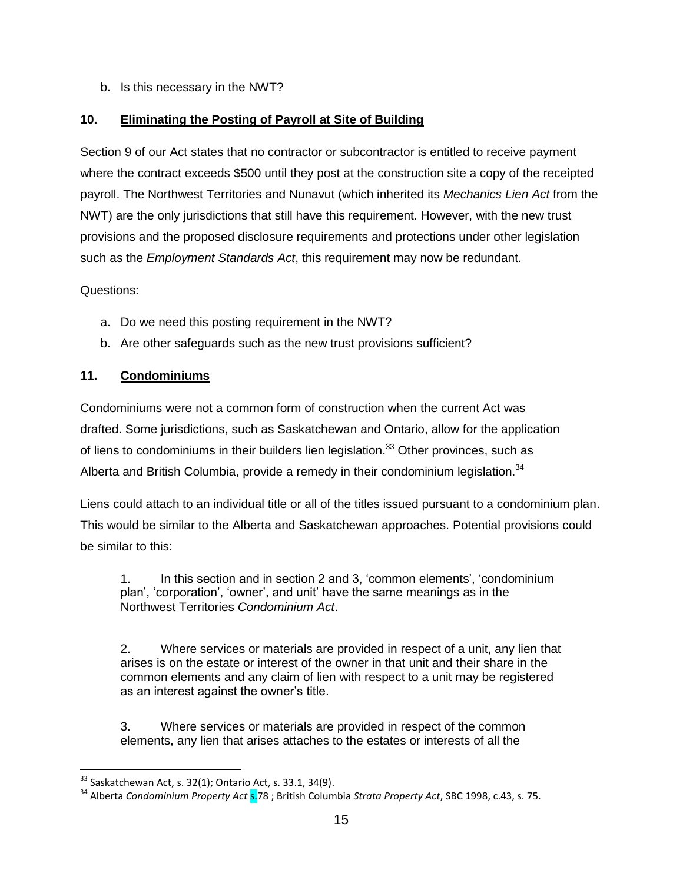b. Is this necessary in the NWT?

## 10. Eliminating the Posting of Payroll at Site of Building

Section 9 of our Act states that no contractor or subcontractor is entitled to receive payment where the contract exceeds $500 until they post at the construction site a copy of the receipted payroll. The Northwest Territories and Nunavut (which inherited its *Mechanics Lien Act* from the NWT) are the only jurisdictions that still have this requirement. However, with the new trust provisions and the proposed disclosure requirements and protections under other legislation such as the *Employment Standards Act*, this requirement may now be redundant.

Questions:

a. Do we need this posting requirement in the NWT?
b. Are other safeguards such as the new trust provisions sufficient?

## 11. Condominiums

Condominiums were not a common form of construction when the current Act was drafted. Some jurisdictions, such as Saskatchewan and Ontario, allow for the application of liens to condominiums in their builders lien legislation.[33] Other provinces, such as Alberta and British Columbia, provide a remedy in their condominium legislation.[34]

Liens could attach to an individual title or all of the titles issued pursuant to a condominium plan. This would be similar to the Alberta and Saskatchewan approaches. Potential provisions could be similar to this:

> 1. In this section and in section 2 and 3, 'common elements', 'condominium plan', 'corporation', 'owner', and unit' have the same meanings as in the Northwest Territories *Condominium Act*.
>
> 2. Where services or materials are provided in respect of a unit, any lien that arises is on the estate or interest of the owner in that unit and their share in the common elements and any claim of lien with respect to a unit may be registered as an interest against the owner's title.
>
> 3. Where services or materials are provided in respect of the common elements, any lien that arises attaches to the estates or interests of all the

[33] Saskatchewan Act, s. 32(1); Ontario Act, s. 33.1, 34(9).

[34] Alberta *Condominium Property Act* s.78 ; British Columbia *Strata Property Act*, SBC 1998, c.43, s. 75.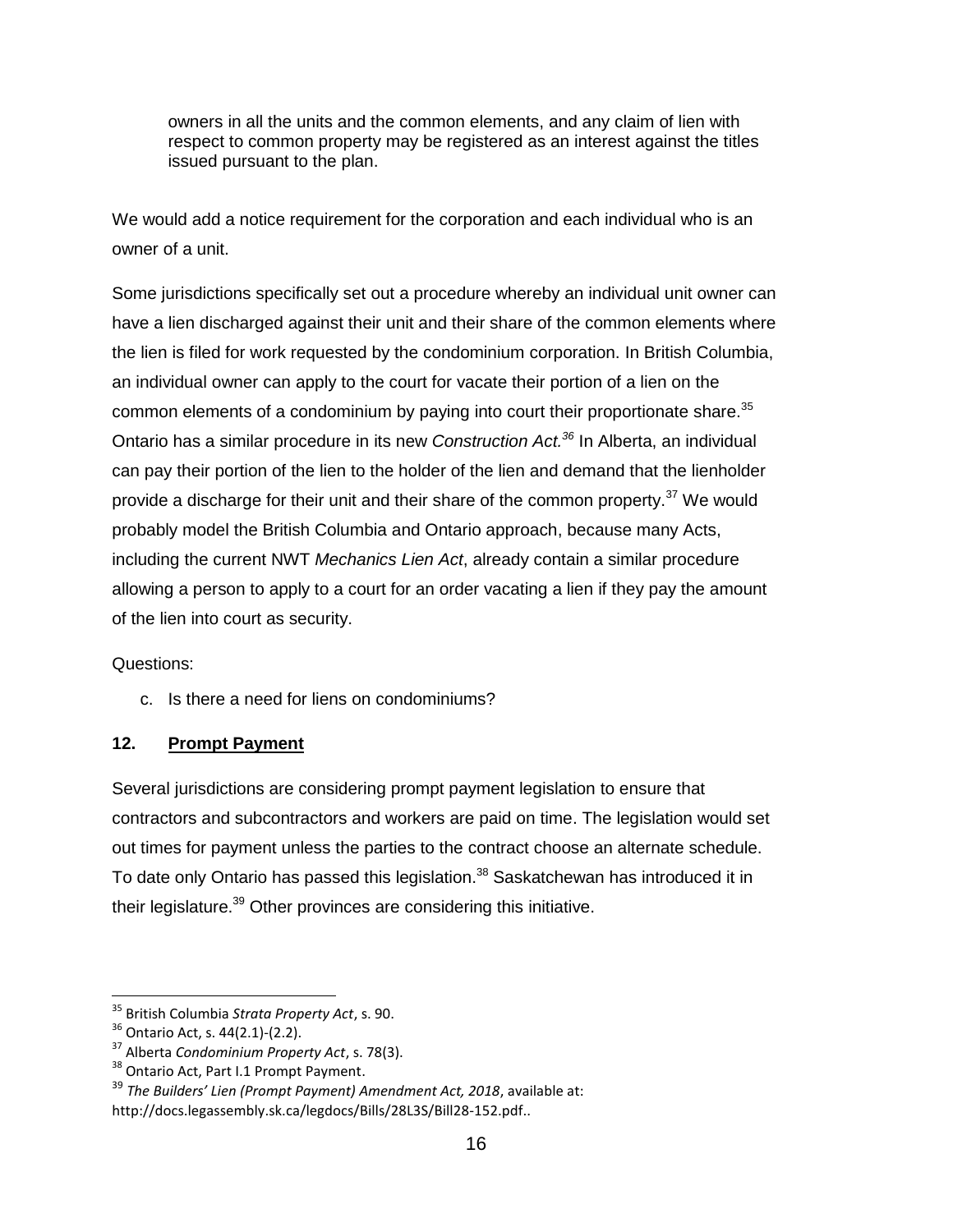> owners in all the units and the common elements, and any claim of lien with respect to common property may be registered as an interest against the titles issued pursuant to the plan.

We would add a notice requirement for the corporation and each individual who is an owner of a unit.

Some jurisdictions specifically set out a procedure whereby an individual unit owner can have a lien discharged against their unit and their share of the common elements where the lien is filed for work requested by the condominium corporation. In British Columbia, an individual owner can apply to the court for vacate their portion of a lien on the common elements of a condominium by paying into court their proportionate share.[35] Ontario has a similar procedure in its new *Construction Act.*[36] In Alberta, an individual can pay their portion of the lien to the holder of the lien and demand that the lienholder provide a discharge for their unit and their share of the common property.[37] We would probably model the British Columbia and Ontario approach, because many Acts, including the current NWT *Mechanics Lien Act*, already contain a similar procedure allowing a person to apply to a court for an order vacating a lien if they pay the amount of the lien into court as security.

Questions:

c. Is there a need for liens on condominiums?

## 12. Prompt Payment

Several jurisdictions are considering prompt payment legislation to ensure that contractors and subcontractors and workers are paid on time. The legislation would set out times for payment unless the parties to the contract choose an alternate schedule. To date only Ontario has passed this legislation.[38] Saskatchewan has introduced it in their legislature.[39] Other provinces are considering this initiative.

---

[35] British Columbia *Strata Property Act*, s. 90.

[36] Ontario Act, s. 44(2.1)-(2.2).

[37] Alberta *Condominium Property Act*, s. 78(3).

[38] Ontario Act, Part I.1 Prompt Payment.

[39] *The Builders' Lien (Prompt Payment) Amendment Act, 2018*, available at: http://docs.legassembly.sk.ca/legdocs/Bills/28L3S/Bill28-152.pdf..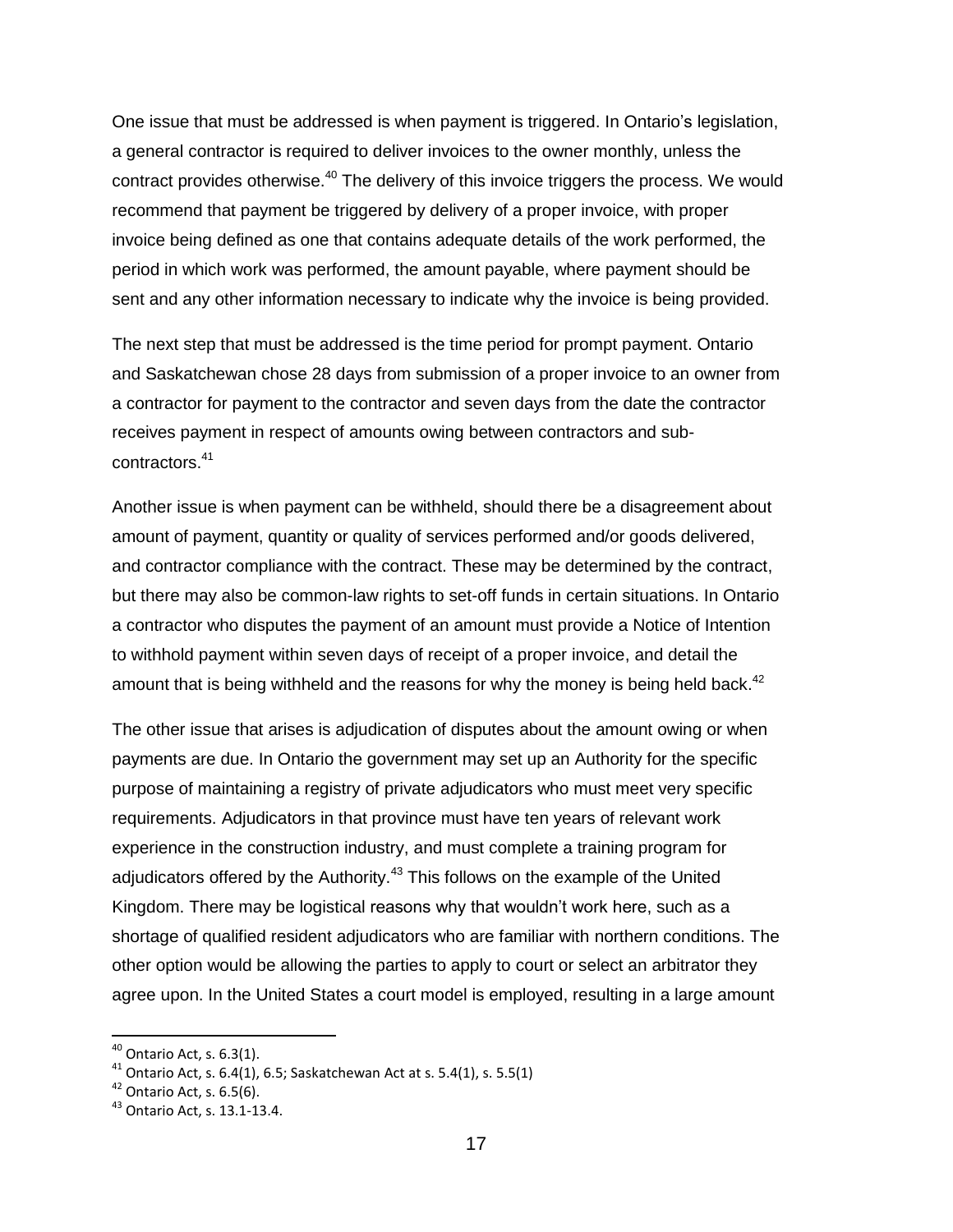One issue that must be addressed is when payment is triggered. In Ontario's legislation, a general contractor is required to deliver invoices to the owner monthly, unless the contract provides otherwise.[40] The delivery of this invoice triggers the process. We would recommend that payment be triggered by delivery of a proper invoice, with proper invoice being defined as one that contains adequate details of the work performed, the period in which work was performed, the amount payable, where payment should be sent and any other information necessary to indicate why the invoice is being provided.

The next step that must be addressed is the time period for prompt payment. Ontario and Saskatchewan chose 28 days from submission of a proper invoice to an owner from a contractor for payment to the contractor and seven days from the date the contractor receives payment in respect of amounts owing between contractors and sub-contractors.[41]

Another issue is when payment can be withheld, should there be a disagreement about amount of payment, quantity or quality of services performed and/or goods delivered, and contractor compliance with the contract. These may be determined by the contract, but there may also be common-law rights to set-off funds in certain situations. In Ontario a contractor who disputes the payment of an amount must provide a Notice of Intention to withhold payment within seven days of receipt of a proper invoice, and detail the amount that is being withheld and the reasons for why the money is being held back.[42]

The other issue that arises is adjudication of disputes about the amount owing or when payments are due. In Ontario the government may set up an Authority for the specific purpose of maintaining a registry of private adjudicators who must meet very specific requirements. Adjudicators in that province must have ten years of relevant work experience in the construction industry, and must complete a training program for adjudicators offered by the Authority.[43] This follows on the example of the United Kingdom. There may be logistical reasons why that wouldn't work here, such as a shortage of qualified resident adjudicators who are familiar with northern conditions. The other option would be allowing the parties to apply to court or select an arbitrator they agree upon. In the United States a court model is employed, resulting in a large amount

---

[40] Ontario Act, s. 6.3(1).

[41] Ontario Act, s. 6.4(1), 6.5; Saskatchewan Act at s. 5.4(1), s. 5.5(1)

[42] Ontario Act, s. 6.5(6).

[43] Ontario Act, s. 13.1-13.4.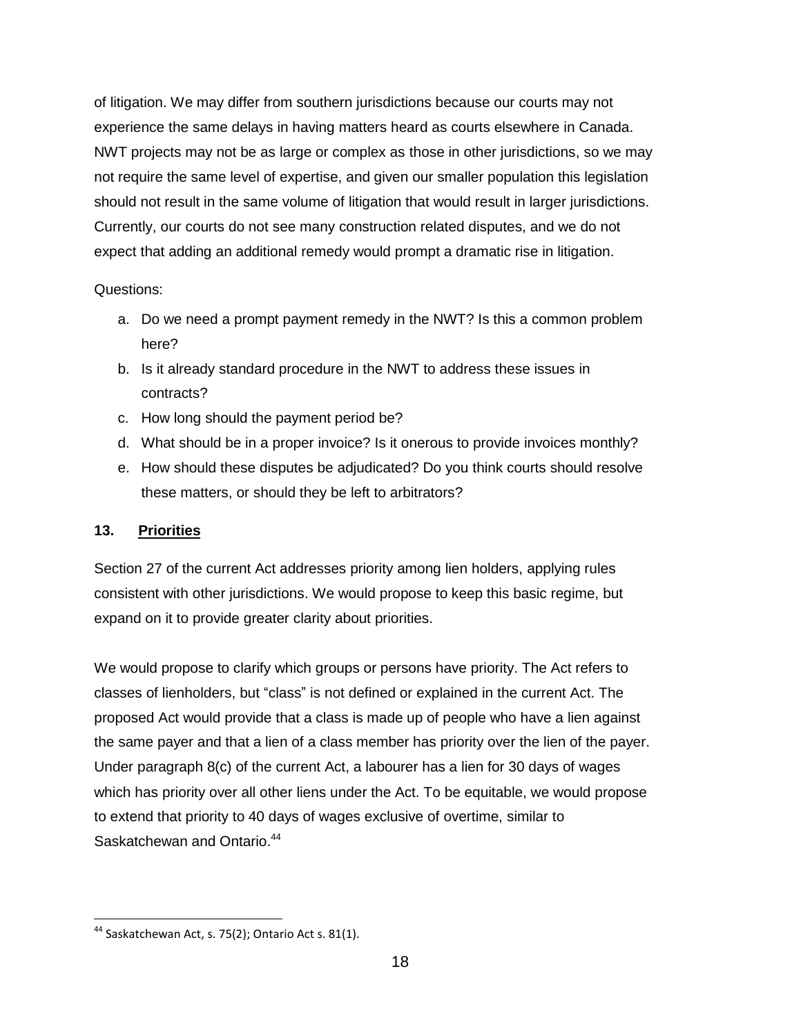of litigation. We may differ from southern jurisdictions because our courts may not experience the same delays in having matters heard as courts elsewhere in Canada. NWT projects may not be as large or complex as those in other jurisdictions, so we may not require the same level of expertise, and given our smaller population this legislation should not result in the same volume of litigation that would result in larger jurisdictions. Currently, our courts do not see many construction related disputes, and we do not expect that adding an additional remedy would prompt a dramatic rise in litigation.

Questions:

a. Do we need a prompt payment remedy in the NWT? Is this a common problem here?
b. Is it already standard procedure in the NWT to address these issues in contracts?
c. How long should the payment period be?
d. What should be in a proper invoice? Is it onerous to provide invoices monthly?
e. How should these disputes be adjudicated? Do you think courts should resolve these matters, or should they be left to arbitrators?

## 13. Priorities

Section 27 of the current Act addresses priority among lien holders, applying rules consistent with other jurisdictions. We would propose to keep this basic regime, but expand on it to provide greater clarity about priorities.

We would propose to clarify which groups or persons have priority. The Act refers to classes of lienholders, but "class" is not defined or explained in the current Act. The proposed Act would provide that a class is made up of people who have a lien against the same payer and that a lien of a class member has priority over the lien of the payer. Under paragraph 8(c) of the current Act, a labourer has a lien for 30 days of wages which has priority over all other liens under the Act. To be equitable, we would propose to extend that priority to 40 days of wages exclusive of overtime, similar to Saskatchewan and Ontario.[44]

---

[44] Saskatchewan Act, s. 75(2); Ontario Act s. 81(1).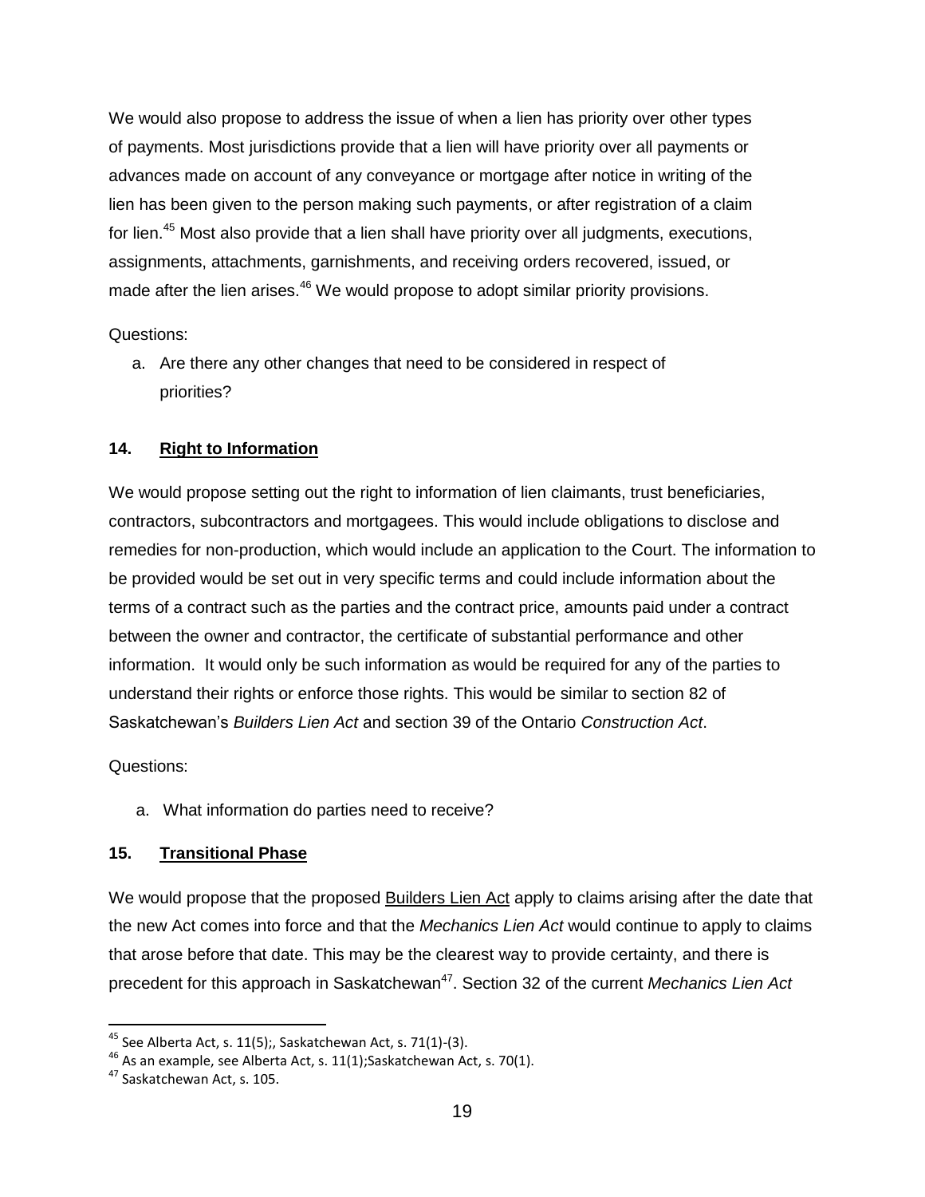We would also propose to address the issue of when a lien has priority over other types of payments. Most jurisdictions provide that a lien will have priority over all payments or advances made on account of any conveyance or mortgage after notice in writing of the lien has been given to the person making such payments, or after registration of a claim for lien.[45] Most also provide that a lien shall have priority over all judgments, executions, assignments, attachments, garnishments, and receiving orders recovered, issued, or made after the lien arises.[46] We would propose to adopt similar priority provisions.

Questions:

a. Are there any other changes that need to be considered in respect of priorities?

### 14. Right to Information

We would propose setting out the right to information of lien claimants, trust beneficiaries, contractors, subcontractors and mortgagees. This would include obligations to disclose and remedies for non-production, which would include an application to the Court. The information to be provided would be set out in very specific terms and could include information about the terms of a contract such as the parties and the contract price, amounts paid under a contract between the owner and contractor, the certificate of substantial performance and other information. It would only be such information as would be required for any of the parties to understand their rights or enforce those rights. This would be similar to section 82 of Saskatchewan's *Builders Lien Act* and section 39 of the Ontario *Construction Act*.

Questions:

a. What information do parties need to receive?

### 15. Transitional Phase

We would propose that the proposed Builders Lien Act apply to claims arising after the date that the new Act comes into force and that the *Mechanics Lien Act* would continue to apply to claims that arose before that date. This may be the clearest way to provide certainty, and there is precedent for this approach in Saskatchewan[47]. Section 32 of the current *Mechanics Lien Act*

---

[45] See Alberta Act, s. 11(5);, Saskatchewan Act, s. 71(1)-(3).

[46] As an example, see Alberta Act, s. 11(1);Saskatchewan Act, s. 70(1).

[47] Saskatchewan Act, s. 105.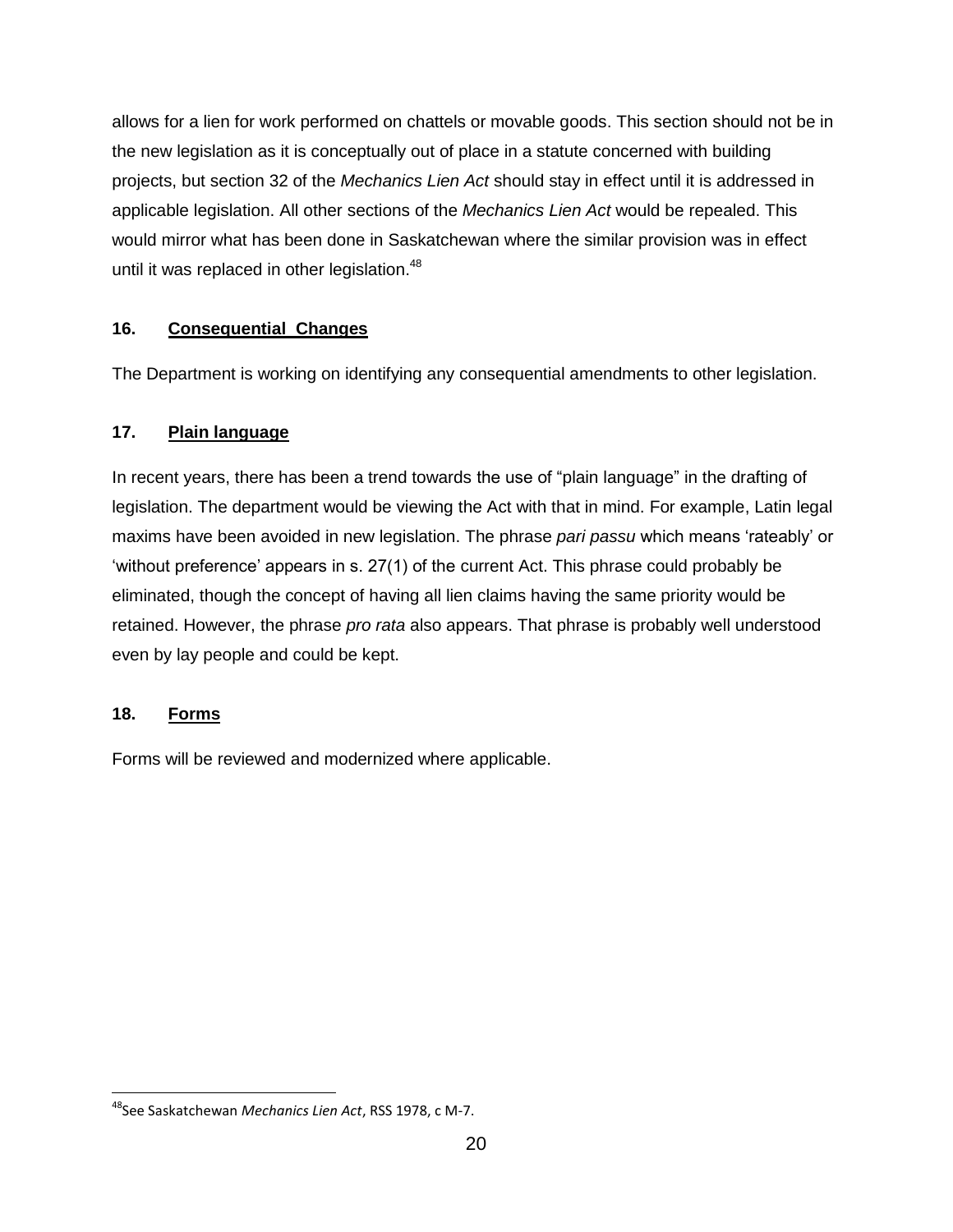allows for a lien for work performed on chattels or movable goods. This section should not be in the new legislation as it is conceptually out of place in a statute concerned with building projects, but section 32 of the *Mechanics Lien Act* should stay in effect until it is addressed in applicable legislation. All other sections of the *Mechanics Lien Act* would be repealed. This would mirror what has been done in Saskatchewan where the similar provision was in effect until it was replaced in other legislation.[48]

### 16. Consequential Changes

The Department is working on identifying any consequential amendments to other legislation.

### 17. Plain language

In recent years, there has been a trend towards the use of "plain language" in the drafting of legislation. The department would be viewing the Act with that in mind. For example, Latin legal maxims have been avoided in new legislation. The phrase *pari passu* which means 'rateably' or 'without preference' appears in s. 27(1) of the current Act. This phrase could probably be eliminated, though the concept of having all lien claims having the same priority would be retained. However, the phrase *pro rata* also appears. That phrase is probably well understood even by lay people and could be kept.

### 18. Forms

Forms will be reviewed and modernized where applicable.

---

[48] See Saskatchewan *Mechanics Lien Act*, RSS 1978, c M-7.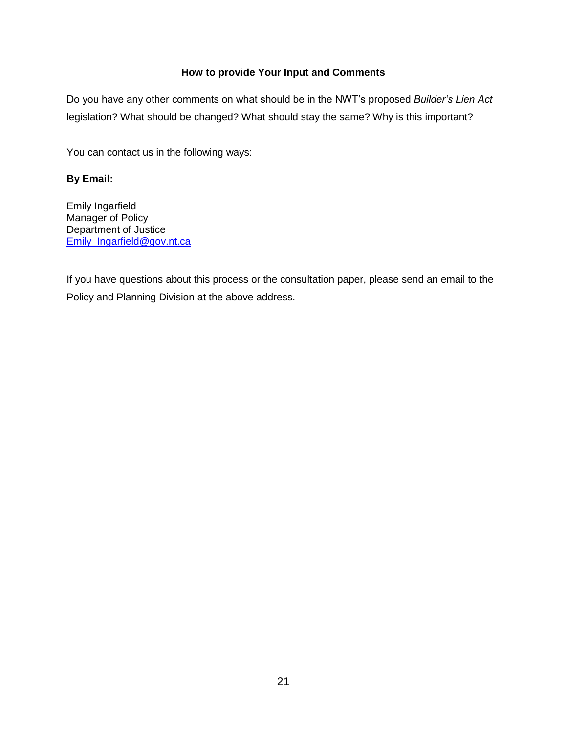## How to provide Your Input and Comments

Do you have any other comments on what should be in the NWT's proposed *Builder's Lien Act* legislation? What should be changed? What should stay the same? Why is this important?

You can contact us in the following ways:

**By Email:**

Emily Ingarfield
Manager of Policy
Department of Justice
Emily_Ingarfield@gov.nt.ca

If you have questions about this process or the consultation paper, please send an email to the Policy and Planning Division at the above address.